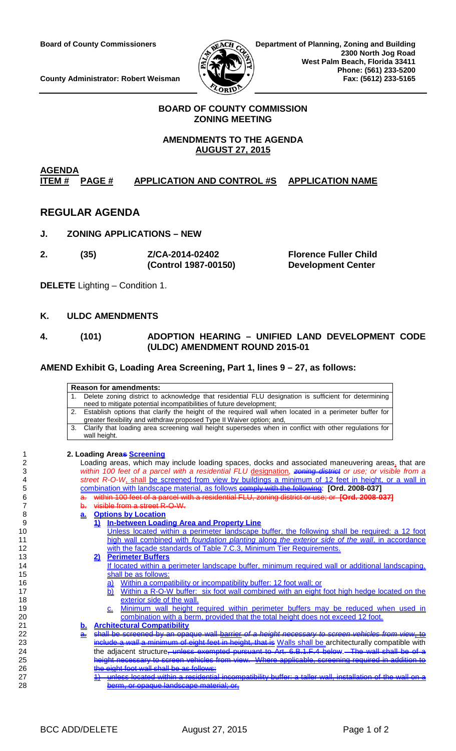**Board of County Commissioners**

**County Administrator: Robert Weisman**

**Department of Planning, Zoning and Building**
**2300 North Jog Road**
**West Palm Beach, Florida 33411**
**Phone: (561) 233-5200**
**Fax: (5612) 233-5165**

## BOARD OF COUNTY COMMISSION ZONING MEETING

### AMENDMENTS TO THE AGENDA AUGUST 27, 2015

| AGENDA ITEM # | PAGE # | APPLICATION AND CONTROL #S | APPLICATION NAME |
|---|---|---|---|

## REGULAR AGENDA

### J. ZONING APPLICATIONS – NEW

| 2. | (35) | Z/CA-2014-02402 (Control 1987-00150) | Florence Fuller Child Development Center |
|---|---|---|---|

**DELETE** Lighting – Condition 1.

### K. ULDC AMENDMENTS

**4. (101) ADOPTION HEARING – UNIFIED LAND DEVELOPMENT CODE (ULDC) AMENDMENT ROUND 2015-01**

**AMEND Exhibit G, Loading Area Screening, Part 1, lines 9 – 27, as follows:**

| Reason for amendments: |
|---|
| 1. Delete zoning district to acknowledge that residential FLU designation is sufficient for determining need to mitigate potential incompatibilities of future development; |
| 2. Establish options that clarify the height of the required wall when located in a perimeter buffer for greater flexibility and withdraw proposed Type II Waiver option; and, |
| 3. Clarify that loading area screening wall height supersedes when in conflict with other regulations for wall height. |

1 **2. Loading Area~~s~~ Screening**

2 Loading areas, which may include loading spaces, docks and associated maneuvering areas, that are
3 *within 100 feet of a parcel with a residential FLU* designation*, ~~zoning district~~ or use; or visible from a*
4 *street R-O-W*, shall be screened from view by buildings a minimum of 12 feet in height, or a wall in
5 combination with landscape material, as follows ~~comply with the following~~: **[Ord. 2008-037]**

6 ~~a. within 100 feet of a parcel with a residential FLU, zoning district or use; or~~ **~~[Ord. 2008-037]~~**

7 ~~b. visible from a street R-O-W.~~

8 **a. Options by Location**

9 **1) In-between Loading Area and Property Line**

10 Unless located within a perimeter landscape buffer, the following shall be required: a 12 foot
11 high wall combined with *foundation planting* along *the exterior side of the wall*, in accordance
12 with the façade standards of Table 7.C.3, Minimum Tier Requirements.

13 **2) Perimeter Buffers**

14 If located within a perimeter landscape buffer, minimum required wall or additional landscaping,
15 shall be as follows:

16 a) Within a compatibility or incompatibility buffer: 12 foot wall; or

17 b) Within a R-O-W buffer: six foot wall combined with an eight foot high hedge located on the
18 exterior side of the wall.

19 c. Minimum wall height required within perimeter buffers may be reduced when used in
20 combination with a berm, provided that the total height does not exceed 12 foot.

21 **b. Architectural Compatibility**

22 ~~a. shall be screened by an opaque wall barrier~~ ~~*of a height necessary to screen vehicles from view*~~, ~~to~~
23 ~~include a *wall* a minimum of eight feet in height, that is~~ Walls shall be architecturally compatible with
24 the adjacent structure~~, unless exempted pursuant to Art. 6.B.1.F.4 below. The wall shall be of a~~
25 ~~height necessary to screen vehicles from view. Where applicable, screening required in addition to~~
26 ~~the eight foot wall shall be as follows:~~

27 ~~1) unless located within a residential incompatibility buffer: a taller wall, installation of the wall on a~~
28 ~~berm, or opaque landscape material; or,~~

BCC ADD/DELETE August 27, 2015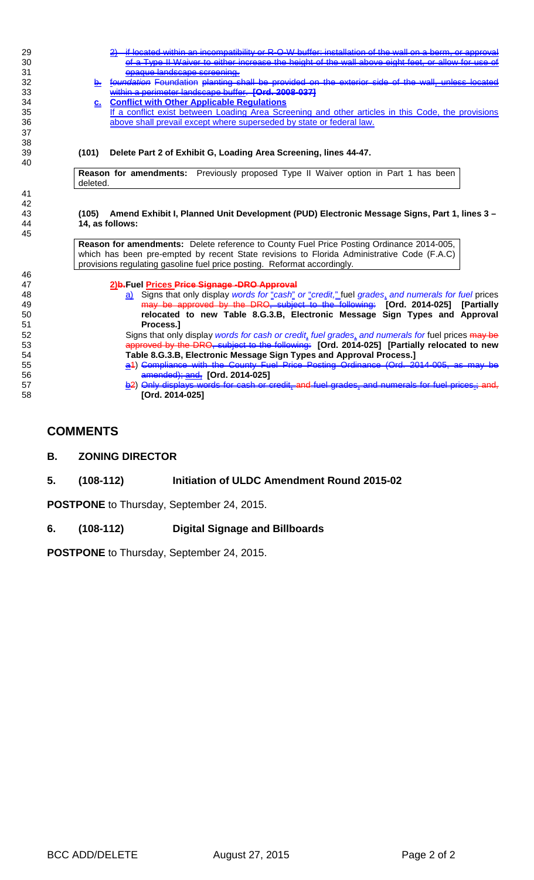29 2) if located within an incompatibility or R-O-W buffer: installation of the wall on a berm, or approval
30 of a Type II Waiver to either increase the height of the wall above eight feet, or allow for use of
31 opaque landscape screening.
32 b. foundation Foundation planting shall be provided on the exterior side of the wall, unless located
33 within a perimeter landscape buffer. **[Ord. 2008-037]**
34 **c. Conflict with Other Applicable Regulations**
35 If a conflict exist between Loading Area Screening and other articles in this Code, the provisions
36 above shall prevail except where superseded by state or federal law.
37
38
39 **(101) Delete Part 2 of Exhibit G, Loading Area Screening, lines 44-47.**
40

**Reason for amendments:** Previously proposed Type II Waiver option in Part 1 has been deleted.

41
42
43 **(105) Amend Exhibit I, Planned Unit Development (PUD) Electronic Message Signs, Part 1, lines 3 –**
44 **14, as follows:**
45

**Reason for amendments:** Delete reference to County Fuel Price Posting Ordinance 2014-005, which has been pre-empted by recent State revisions to Florida Administrative Code (F.A.C) provisions regulating gasoline fuel price posting. Reformat accordingly.

46
47 **2)b. Fuel Prices Price Signage -DRO Approval**
48 a) Signs that only display *words for "cash" or "credit,"* fuel *grades*, *and numerals for fuel* prices
49 may be approved by the DRO, subject to the following: **[Ord. 2014-025] [Partially**
50 **relocated to new Table 8.G.3.B, Electronic Message Sign Types and Approval**
51 **Process.]**
52 Signs that only display *words for cash or credit, fuel grades, and numerals for* fuel prices may be
53 approved by the DRO, subject to the following: **[Ord. 2014-025] [Partially relocated to new**
54 **Table 8.G.3.B, Electronic Message Sign Types and Approval Process.]**
55 a1) Compliance with the County Fuel Price Posting Ordinance (Ord. 2014-005, as may be
56 amended); and, **[Ord. 2014-025]**
57 b2) Only displays words for cash or credit, and fuel grades, and numerals for fuel prices.; and,
58 **[Ord. 2014-025]**

## COMMENTS

### B. ZONING DIRECTOR

**5. (108-112) Initiation of ULDC Amendment Round 2015-02**

**POSTPONE** to Thursday, September 24, 2015.

**6. (108-112) Digital Signage and Billboards**

**POSTPONE** to Thursday, September 24, 2015.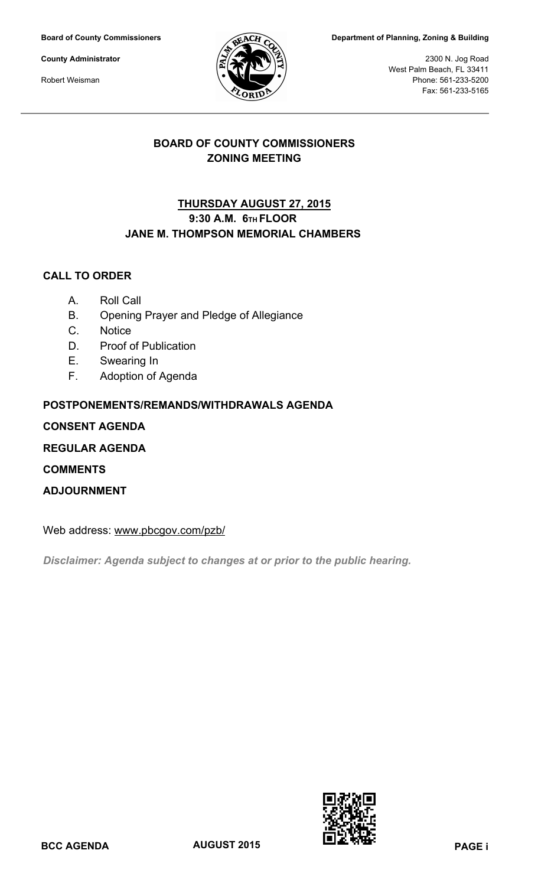**Board of County Commissioners**

**County Administrator**

Robert Weisman

**Department of Planning, Zoning & Building**

2300 N. Jog Road
West Palm Beach, FL 33411
Phone: 561-233-5200
Fax: 561-233-5165

## BOARD OF COUNTY COMMISSIONERS
## ZONING MEETING

### THURSDAY AUGUST 27, 2015
### 9:30 A.M. 6TH FLOOR
### JANE M. THOMPSON MEMORIAL CHAMBERS

**CALL TO ORDER**

A. Roll Call
B. Opening Prayer and Pledge of Allegiance
C. Notice
D. Proof of Publication
E. Swearing In
F. Adoption of Agenda

**POSTPONEMENTS/REMANDS/WITHDRAWALS AGENDA**

**CONSENT AGENDA**

**REGULAR AGENDA**

**COMMENTS**

**ADJOURNMENT**

Web address: www.pbcgov.com/pzb/

***Disclaimer: Agenda subject to changes at or prior to the public hearing.***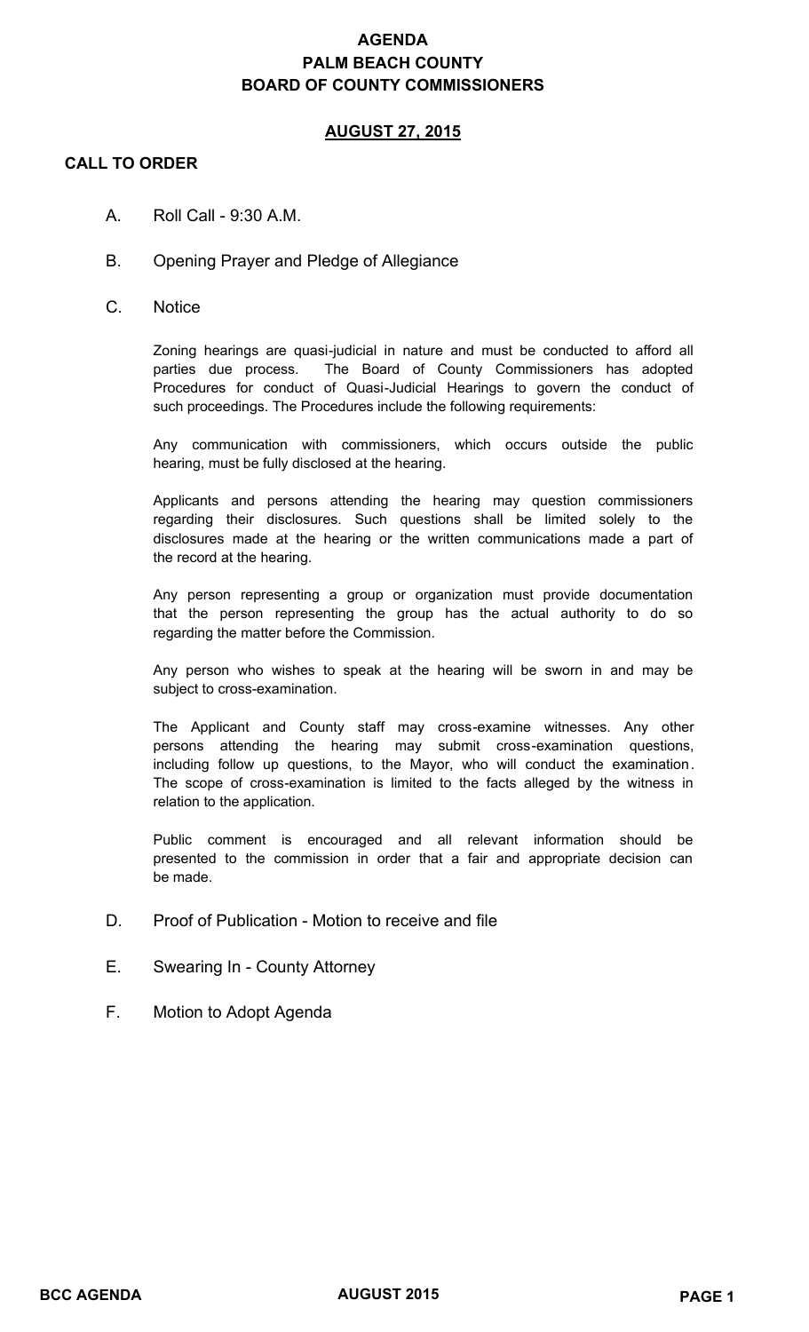# AGENDA
# PALM BEACH COUNTY
# BOARD OF COUNTY COMMISSIONERS

## AUGUST 27, 2015

## CALL TO ORDER

A. Roll Call - 9:30 A.M.

B. Opening Prayer and Pledge of Allegiance

C. Notice

Zoning hearings are quasi-judicial in nature and must be conducted to afford all parties due process. The Board of County Commissioners has adopted Procedures for conduct of Quasi-Judicial Hearings to govern the conduct of such proceedings. The Procedures include the following requirements:

Any communication with commissioners, which occurs outside the public hearing, must be fully disclosed at the hearing.

Applicants and persons attending the hearing may question commissioners regarding their disclosures. Such questions shall be limited solely to the disclosures made at the hearing or the written communications made a part of the record at the hearing.

Any person representing a group or organization must provide documentation that the person representing the group has the actual authority to do so regarding the matter before the Commission.

Any person who wishes to speak at the hearing will be sworn in and may be subject to cross-examination.

The Applicant and County staff may cross-examine witnesses. Any other persons attending the hearing may submit cross-examination questions, including follow up questions, to the Mayor, who will conduct the examination. The scope of cross-examination is limited to the facts alleged by the witness in relation to the application.

Public comment is encouraged and all relevant information should be presented to the commission in order that a fair and appropriate decision can be made.

D. Proof of Publication - Motion to receive and file

E. Swearing In - County Attorney

F. Motion to Adopt Agenda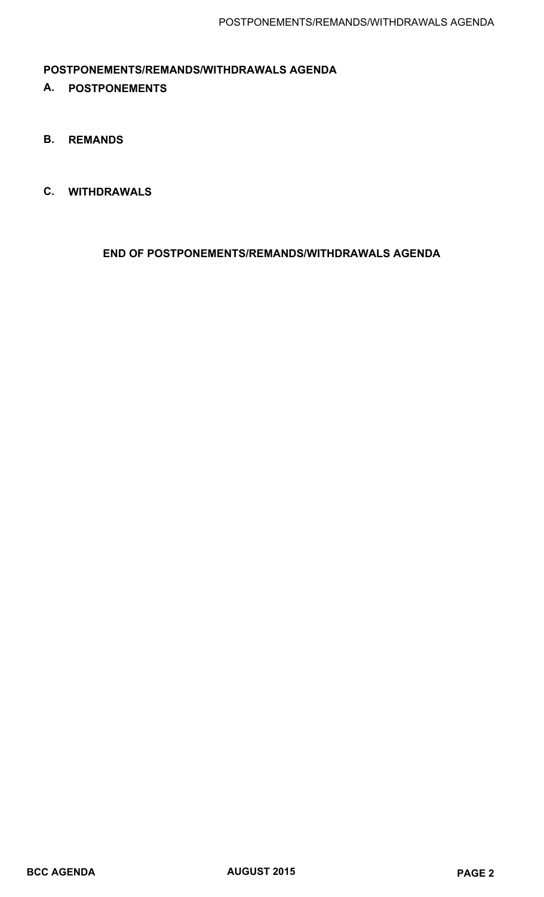## POSTPONEMENTS/REMANDS/WITHDRAWALS AGENDA

### A. POSTPONEMENTS

### B. REMANDS

### C. WITHDRAWALS

**END OF POSTPONEMENTS/REMANDS/WITHDRAWALS AGENDA**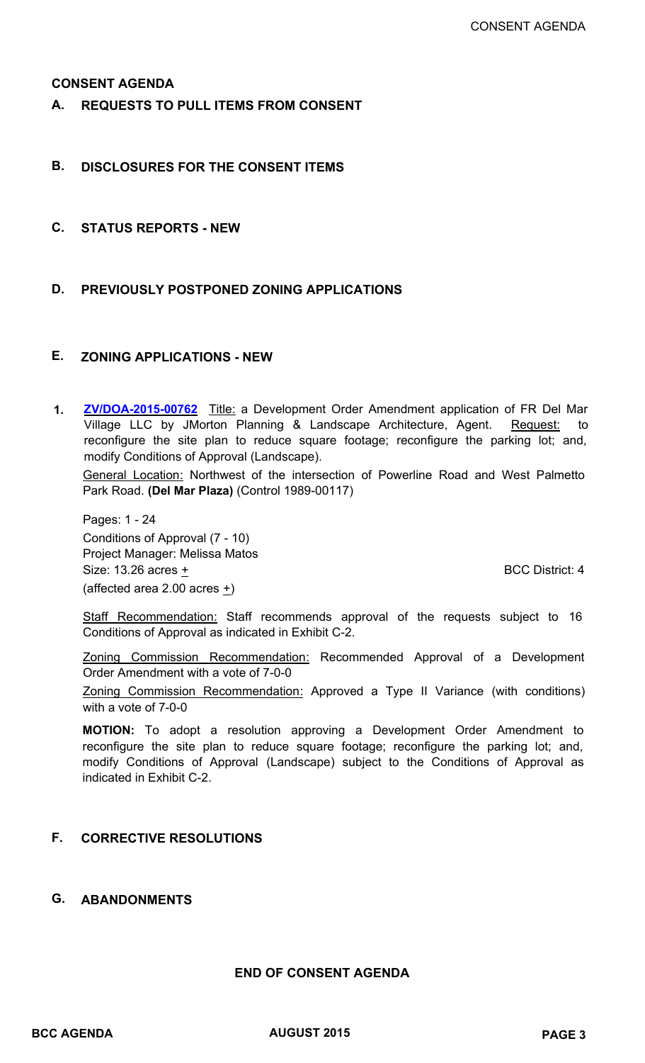# CONSENT AGENDA

## A. REQUESTS TO PULL ITEMS FROM CONSENT

## B. DISCLOSURES FOR THE CONSENT ITEMS

## C. STATUS REPORTS - NEW

## D. PREVIOUSLY POSTPONED ZONING APPLICATIONS

## E. ZONING APPLICATIONS - NEW

1. **ZV/DOA-2015-00762** Title: a Development Order Amendment application of FR Del Mar Village LLC by JMorton Planning & Landscape Architecture, Agent. Request: to reconfigure the site plan to reduce square footage; reconfigure the parking lot; and, modify Conditions of Approval (Landscape).

   General Location: Northwest of the intersection of Powerline Road and West Palmetto Park Road. **(Del Mar Plaza)** (Control 1989-00117)

   Pages: 1 - 24
   Conditions of Approval (7 - 10)
   Project Manager: Melissa Matos
   Size: 13.26 acres ± BCC District: 4
   (affected area 2.00 acres ±)

   Staff Recommendation: Staff recommends approval of the requests subject to 16 Conditions of Approval as indicated in Exhibit C-2.

   Zoning Commission Recommendation: Recommended Approval of a Development Order Amendment with a vote of 7-0-0

   Zoning Commission Recommendation: Approved a Type II Variance (with conditions) with a vote of 7-0-0

   **MOTION:** To adopt a resolution approving a Development Order Amendment to reconfigure the site plan to reduce square footage; reconfigure the parking lot; and, modify Conditions of Approval (Landscape) subject to the Conditions of Approval as indicated in Exhibit C-2.

## F. CORRECTIVE RESOLUTIONS

## G. ABANDONMENTS

**END OF CONSENT AGENDA**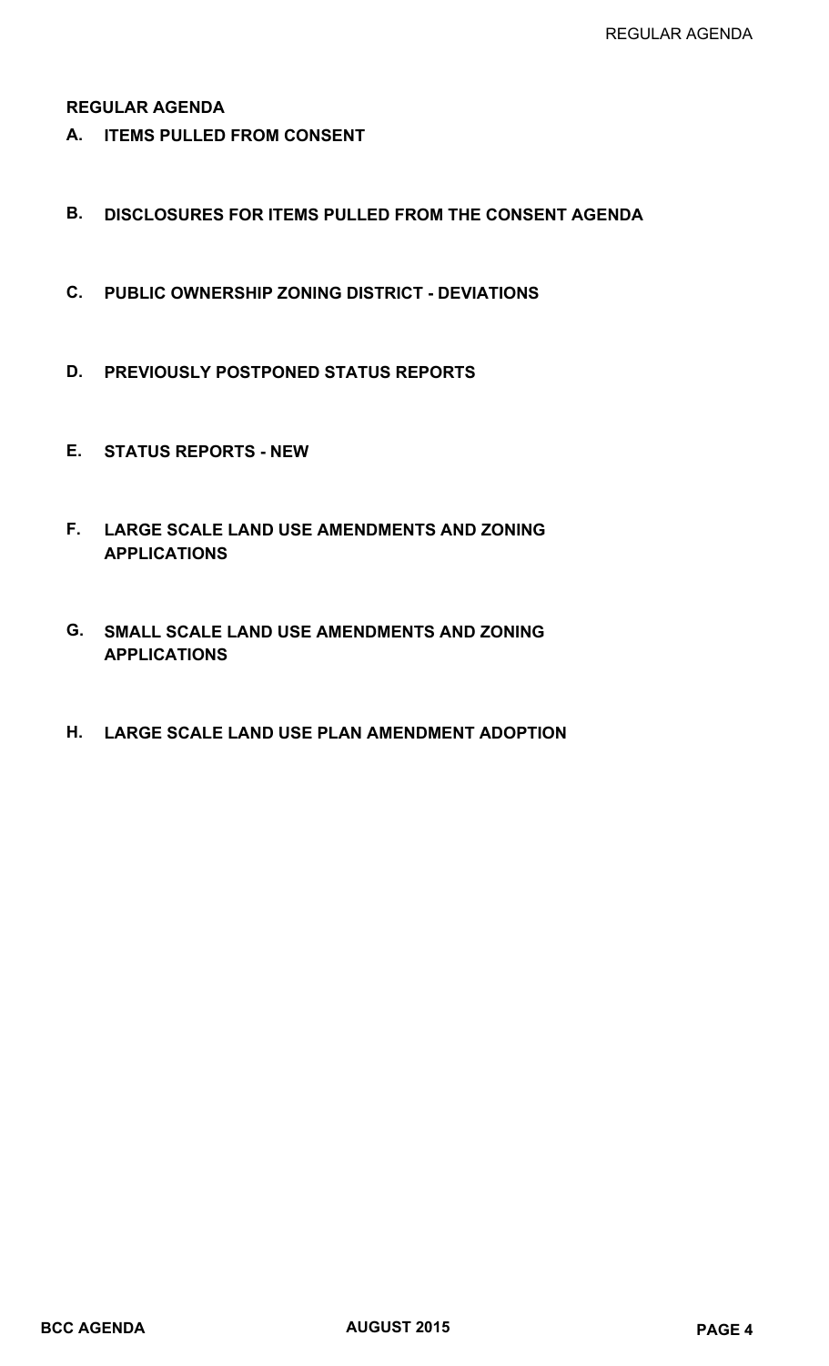## REGULAR AGENDA

**A. ITEMS PULLED FROM CONSENT**

**B. DISCLOSURES FOR ITEMS PULLED FROM THE CONSENT AGENDA**

**C. PUBLIC OWNERSHIP ZONING DISTRICT - DEVIATIONS**

**D. PREVIOUSLY POSTPONED STATUS REPORTS**

**E. STATUS REPORTS - NEW**

**F. LARGE SCALE LAND USE AMENDMENTS AND ZONING APPLICATIONS**

**G. SMALL SCALE LAND USE AMENDMENTS AND ZONING APPLICATIONS**

**H. LARGE SCALE LAND USE PLAN AMENDMENT ADOPTION**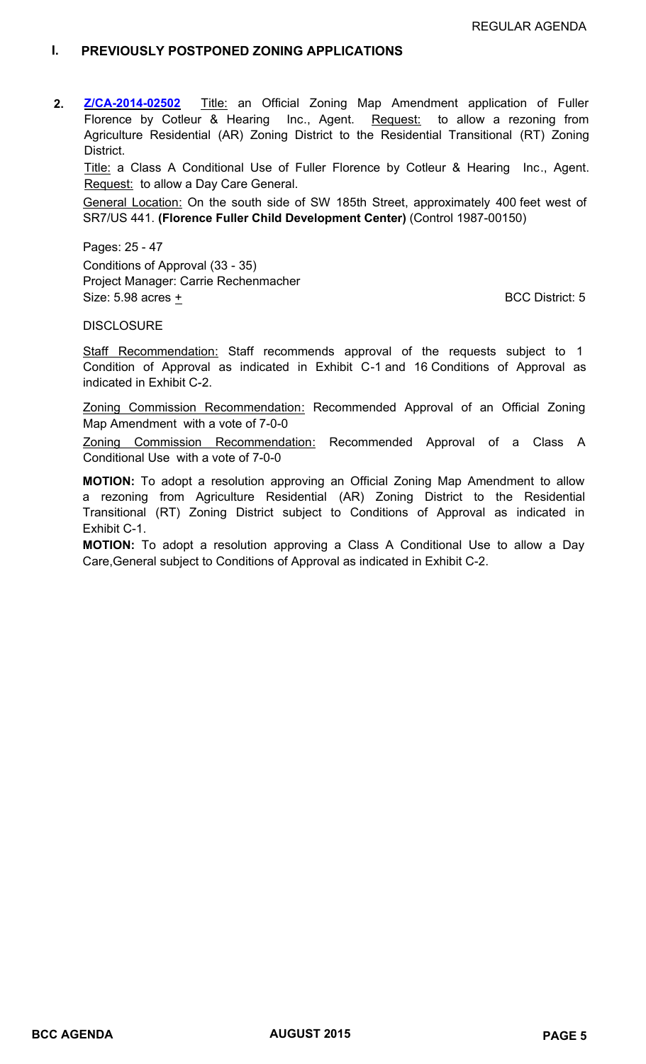## I. PREVIOUSLY POSTPONED ZONING APPLICATIONS

2. **Z/CA-2014-02502** Title: an Official Zoning Map Amendment application of Fuller Florence by Cotleur & Hearing Inc., Agent. Request: to allow a rezoning from Agriculture Residential (AR) Zoning District to the Residential Transitional (RT) Zoning District.

   Title: a Class A Conditional Use of Fuller Florence by Cotleur & Hearing Inc., Agent. Request: to allow a Day Care General.

   General Location: On the south side of SW 185th Street, approximately 400 feet west of SR7/US 441. **(Florence Fuller Child Development Center)** (Control 1987-00150)

   Pages: 25 - 47
   Conditions of Approval (33 - 35)
   Project Manager: Carrie Rechenmacher
   Size: 5.98 acres ± BCC District: 5

   DISCLOSURE

   Staff Recommendation: Staff recommends approval of the requests subject to 1 Condition of Approval as indicated in Exhibit C-1 and 16 Conditions of Approval as indicated in Exhibit C-2.

   Zoning Commission Recommendation: Recommended Approval of an Official Zoning Map Amendment with a vote of 7-0-0

   Zoning Commission Recommendation: Recommended Approval of a Class A Conditional Use with a vote of 7-0-0

   **MOTION:** To adopt a resolution approving an Official Zoning Map Amendment to allow a rezoning from Agriculture Residential (AR) Zoning District to the Residential Transitional (RT) Zoning District subject to Conditions of Approval as indicated in Exhibit C-1.

   **MOTION:** To adopt a resolution approving a Class A Conditional Use to allow a Day Care,General subject to Conditions of Approval as indicated in Exhibit C-2.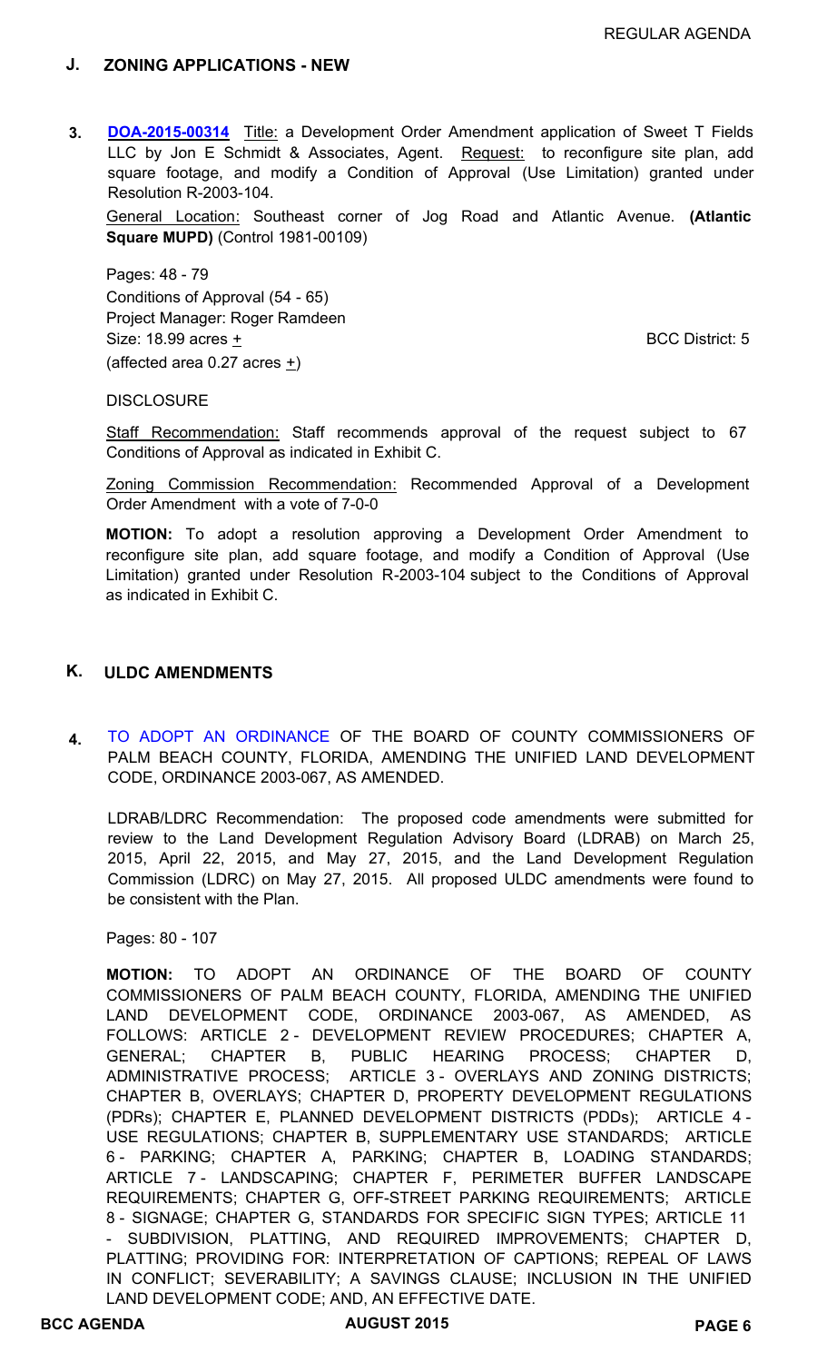REGULAR AGENDA

## J. ZONING APPLICATIONS - NEW

**3.** **DOA-2015-00314** Title: a Development Order Amendment application of Sweet T Fields LLC by Jon E Schmidt & Associates, Agent. Request: to reconfigure site plan, add square footage, and modify a Condition of Approval (Use Limitation) granted under Resolution R-2003-104.

General Location: Southeast corner of Jog Road and Atlantic Avenue. **(Atlantic Square MUPD)** (Control 1981-00109)

Pages: 48 - 79
Conditions of Approval (54 - 65)
Project Manager: Roger Ramdeen
Size: 18.99 acres ± BCC District: 5
(affected area 0.27 acres ±)

DISCLOSURE

Staff Recommendation: Staff recommends approval of the request subject to 67 Conditions of Approval as indicated in Exhibit C.

Zoning Commission Recommendation: Recommended Approval of a Development Order Amendment with a vote of 7-0-0

**MOTION:** To adopt a resolution approving a Development Order Amendment to reconfigure site plan, add square footage, and modify a Condition of Approval (Use Limitation) granted under Resolution R-2003-104 subject to the Conditions of Approval as indicated in Exhibit C.

## K. ULDC AMENDMENTS

**4.** TO ADOPT AN ORDINANCE OF THE BOARD OF COUNTY COMMISSIONERS OF PALM BEACH COUNTY, FLORIDA, AMENDING THE UNIFIED LAND DEVELOPMENT CODE, ORDINANCE 2003-067, AS AMENDED.

LDRAB/LDRC Recommendation: The proposed code amendments were submitted for review to the Land Development Regulation Advisory Board (LDRAB) on March 25, 2015, April 22, 2015, and May 27, 2015, and the Land Development Regulation Commission (LDRC) on May 27, 2015. All proposed ULDC amendments were found to be consistent with the Plan.

Pages: 80 - 107

**MOTION:** TO ADOPT AN ORDINANCE OF THE BOARD OF COUNTY COMMISSIONERS OF PALM BEACH COUNTY, FLORIDA, AMENDING THE UNIFIED LAND DEVELOPMENT CODE, ORDINANCE 2003-067, AS AMENDED, AS FOLLOWS: ARTICLE 2 - DEVELOPMENT REVIEW PROCEDURES; CHAPTER A, GENERAL; CHAPTER B, PUBLIC HEARING PROCESS; CHAPTER D, ADMINISTRATIVE PROCESS; ARTICLE 3 - OVERLAYS AND ZONING DISTRICTS; CHAPTER B, OVERLAYS; CHAPTER D, PROPERTY DEVELOPMENT REGULATIONS (PDRs); CHAPTER E, PLANNED DEVELOPMENT DISTRICTS (PDDs); ARTICLE 4 - USE REGULATIONS; CHAPTER B, SUPPLEMENTARY USE STANDARDS; ARTICLE 6 - PARKING; CHAPTER A, PARKING; CHAPTER B, LOADING STANDARDS; ARTICLE 7 - LANDSCAPING; CHAPTER F, PERIMETER BUFFER LANDSCAPE REQUIREMENTS; CHAPTER G, OFF-STREET PARKING REQUIREMENTS; ARTICLE 8 - SIGNAGE; CHAPTER G, STANDARDS FOR SPECIFIC SIGN TYPES; ARTICLE 11 - SUBDIVISION, PLATTING, AND REQUIRED IMPROVEMENTS; CHAPTER D, PLATTING; PROVIDING FOR: INTERPRETATION OF CAPTIONS; REPEAL OF LAWS IN CONFLICT; SEVERABILITY; A SAVINGS CLAUSE; INCLUSION IN THE UNIFIED LAND DEVELOPMENT CODE; AND, AN EFFECTIVE DATE.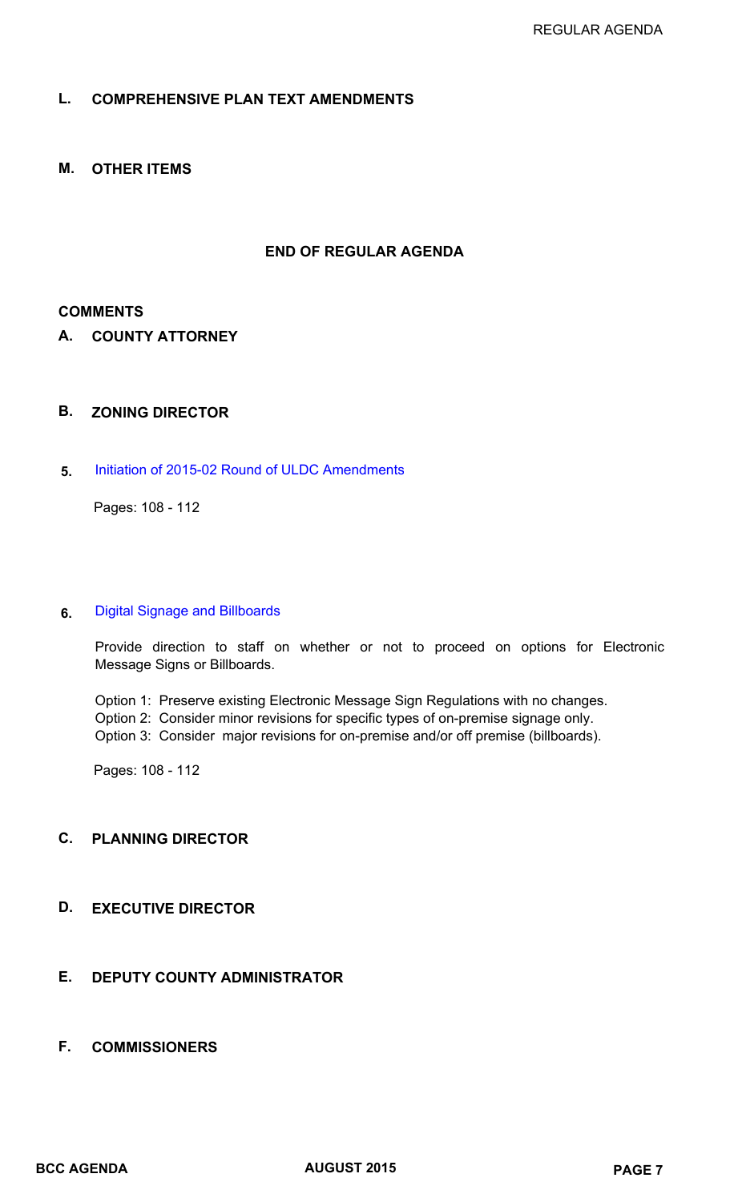## L. COMPREHENSIVE PLAN TEXT AMENDMENTS

## M. OTHER ITEMS

**END OF REGULAR AGENDA**

## COMMENTS

### A. COUNTY ATTORNEY

### B. ZONING DIRECTOR

**5.** Initiation of 2015-02 Round of ULDC Amendments

Pages: 108 - 112

**6.** Digital Signage and Billboards

Provide direction to staff on whether or not to proceed on options for Electronic Message Signs or Billboards.

Option 1: Preserve existing Electronic Message Sign Regulations with no changes.
Option 2: Consider minor revisions for specific types of on-premise signage only.
Option 3: Consider major revisions for on-premise and/or off premise (billboards).

Pages: 108 - 112

### C. PLANNING DIRECTOR

### D. EXECUTIVE DIRECTOR

### E. DEPUTY COUNTY ADMINISTRATOR

### F. COMMISSIONERS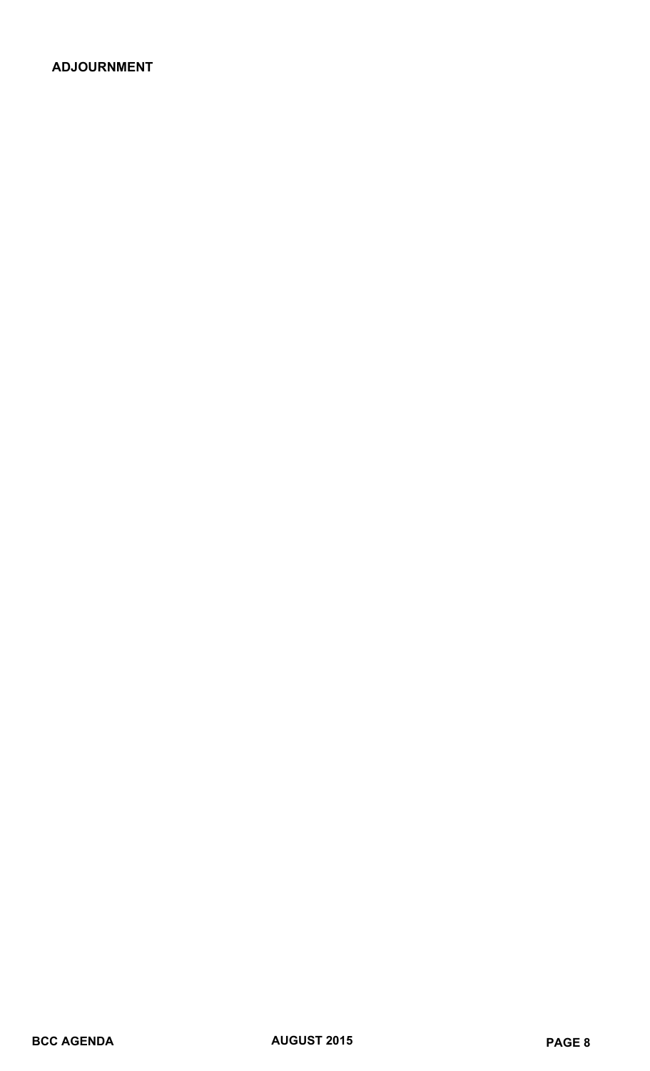**ADJOURNMENT**